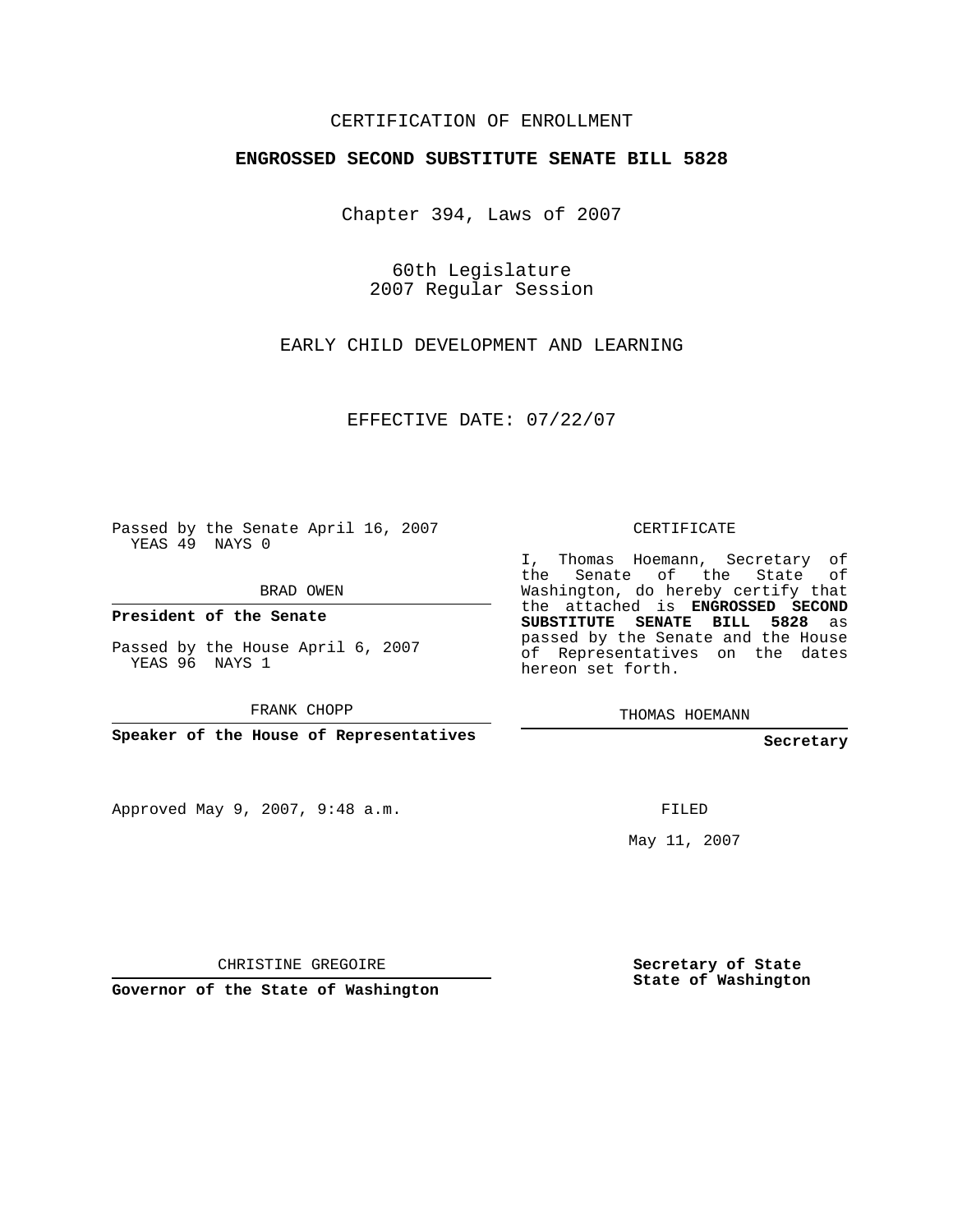CERTIFICATION OF ENROLLMENT

**ENGROSSED SECOND SUBSTITUTE SENATE BILL 5828**

Chapter 394, Laws of 2007

60th Legislature
2007 Regular Session

EARLY CHILD DEVELOPMENT AND LEARNING

EFFECTIVE DATE: 07/22/07

Passed by the Senate April 16, 2007
YEAS 49 NAYS 0

BRAD OWEN

**President of the Senate**

Passed by the House April 6, 2007
YEAS 96 NAYS 1

FRANK CHOPP

**Speaker of the House of Representatives**

Approved May 9, 2007, 9:48 a.m.

CHRISTINE GREGOIRE

**Governor of the State of Washington**

CERTIFICATE

I, Thomas Hoemann, Secretary of the Senate of the State of Washington, do hereby certify that the attached is **ENGROSSED SECOND SUBSTITUTE SENATE BILL 5828** as passed by the Senate and the House of Representatives on the dates hereon set forth.

THOMAS HOEMANN

**Secretary**

FILED

May 11, 2007

**Secretary of State**
**State of Washington**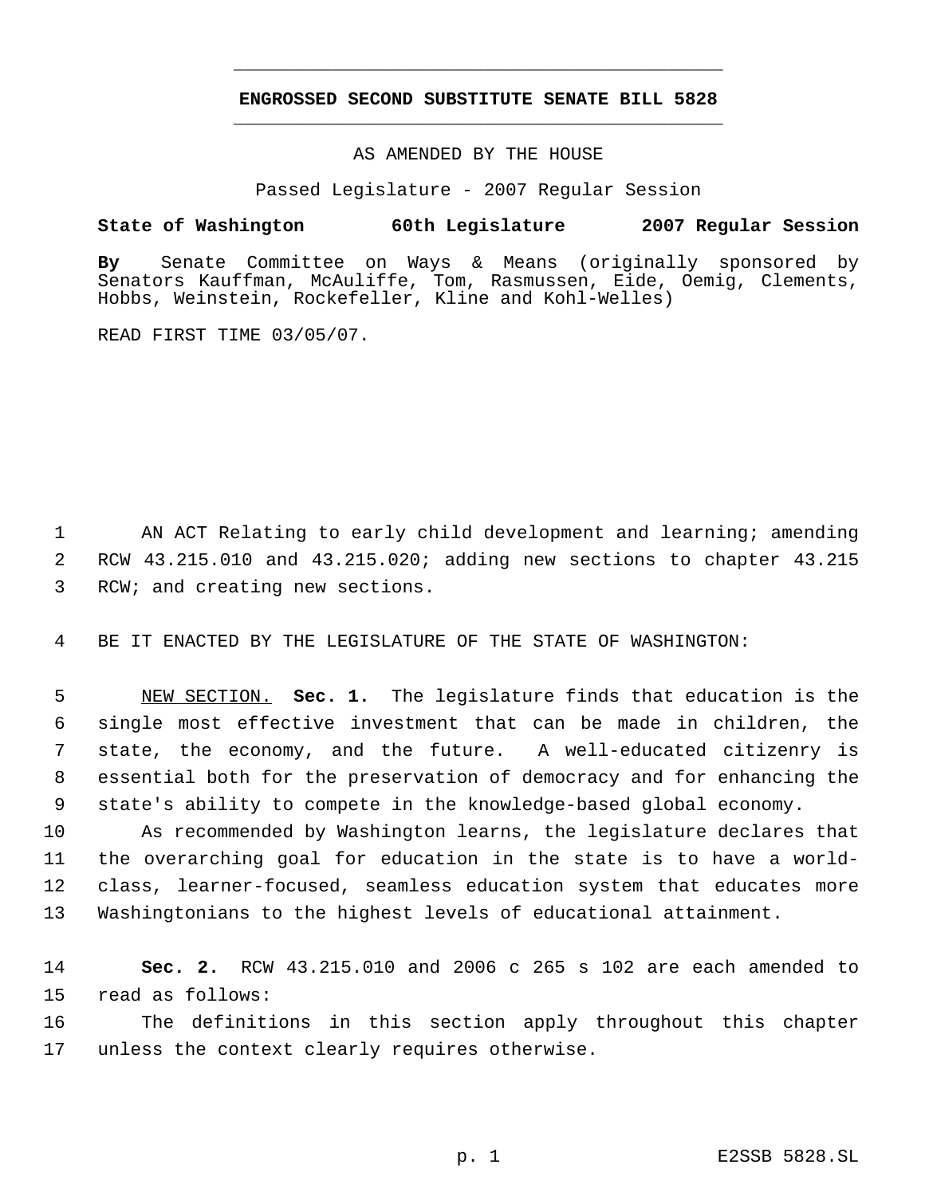# ENGROSSED SECOND SUBSTITUTE SENATE BILL 5828

AS AMENDED BY THE HOUSE

Passed Legislature - 2007 Regular Session

**State of Washington 60th Legislature 2007 Regular Session**

**By** Senate Committee on Ways & Means (originally sponsored by Senators Kauffman, McAuliffe, Tom, Rasmussen, Eide, Oemig, Clements, Hobbs, Weinstein, Rockefeller, Kline and Kohl-Welles)

READ FIRST TIME 03/05/07.

AN ACT Relating to early child development and learning; amending RCW 43.215.010 and 43.215.020; adding new sections to chapter 43.215 RCW; and creating new sections.

BE IT ENACTED BY THE LEGISLATURE OF THE STATE OF WASHINGTON:

NEW SECTION. **Sec. 1.** The legislature finds that education is the single most effective investment that can be made in children, the state, the economy, and the future. A well-educated citizenry is essential both for the preservation of democracy and for enhancing the state's ability to compete in the knowledge-based global economy.

As recommended by Washington learns, the legislature declares that the overarching goal for education in the state is to have a world-class, learner-focused, seamless education system that educates more Washingtonians to the highest levels of educational attainment.

**Sec. 2.** RCW 43.215.010 and 2006 c 265 s 102 are each amended to read as follows:

The definitions in this section apply throughout this chapter unless the context clearly requires otherwise.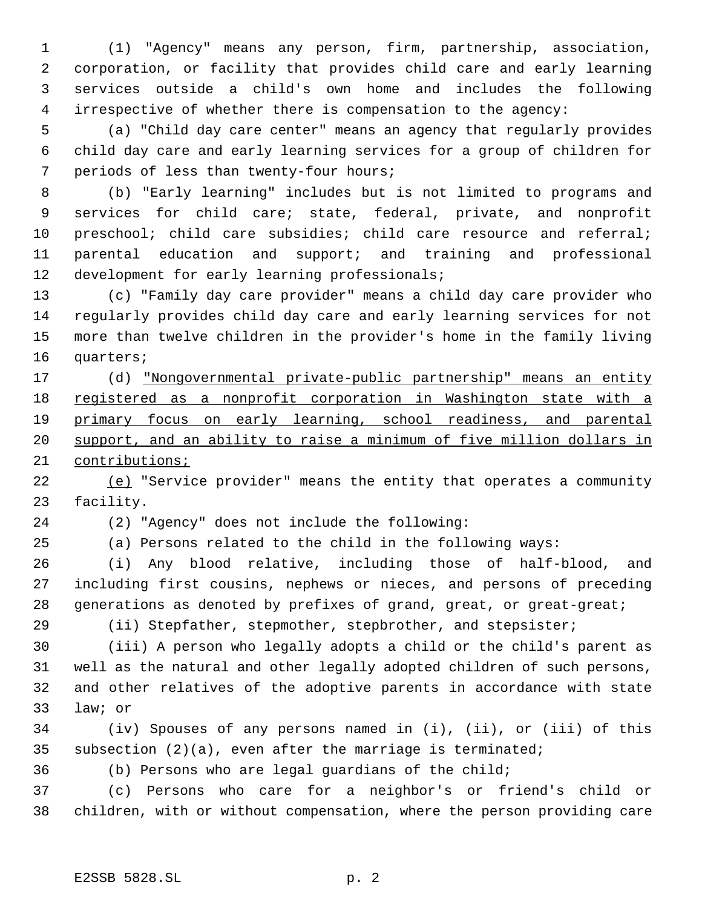(1) "Agency" means any person, firm, partnership, association, corporation, or facility that provides child care and early learning services outside a child's own home and includes the following irrespective of whether there is compensation to the agency:

(a) "Child day care center" means an agency that regularly provides child day care and early learning services for a group of children for periods of less than twenty-four hours;

(b) "Early learning" includes but is not limited to programs and services for child care; state, federal, private, and nonprofit preschool; child care subsidies; child care resource and referral; parental education and support; and training and professional development for early learning professionals;

(c) "Family day care provider" means a child day care provider who regularly provides child day care and early learning services for not more than twelve children in the provider's home in the family living quarters;

(d) <u>"Nongovernmental private-public partnership" means an entity registered as a nonprofit corporation in Washington state with a primary focus on early learning, school readiness, and parental support, and an ability to raise a minimum of five million dollars in contributions;</u>

<u>(e)</u> "Service provider" means the entity that operates a community facility.

(2) "Agency" does not include the following:

(a) Persons related to the child in the following ways:

(i) Any blood relative, including those of half-blood, and including first cousins, nephews or nieces, and persons of preceding generations as denoted by prefixes of grand, great, or great-great;

(ii) Stepfather, stepmother, stepbrother, and stepsister;

(iii) A person who legally adopts a child or the child's parent as well as the natural and other legally adopted children of such persons, and other relatives of the adoptive parents in accordance with state law; or

(iv) Spouses of any persons named in (i), (ii), or (iii) of this subsection (2)(a), even after the marriage is terminated;

(b) Persons who are legal guardians of the child;

(c) Persons who care for a neighbor's or friend's child or children, with or without compensation, where the person providing care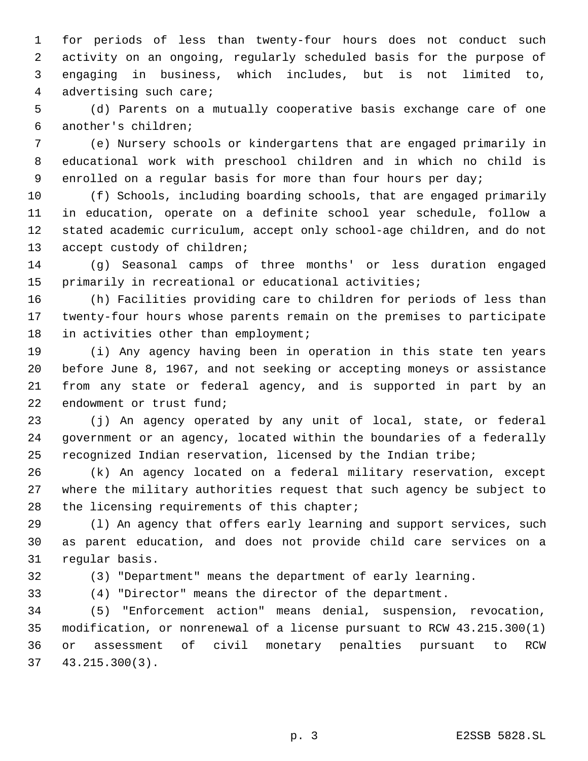for periods of less than twenty-four hours does not conduct such activity on an ongoing, regularly scheduled basis for the purpose of engaging in business, which includes, but is not limited to, advertising such care;

(d) Parents on a mutually cooperative basis exchange care of one another's children;

(e) Nursery schools or kindergartens that are engaged primarily in educational work with preschool children and in which no child is enrolled on a regular basis for more than four hours per day;

(f) Schools, including boarding schools, that are engaged primarily in education, operate on a definite school year schedule, follow a stated academic curriculum, accept only school-age children, and do not accept custody of children;

(g) Seasonal camps of three months' or less duration engaged primarily in recreational or educational activities;

(h) Facilities providing care to children for periods of less than twenty-four hours whose parents remain on the premises to participate in activities other than employment;

(i) Any agency having been in operation in this state ten years before June 8, 1967, and not seeking or accepting moneys or assistance from any state or federal agency, and is supported in part by an endowment or trust fund;

(j) An agency operated by any unit of local, state, or federal government or an agency, located within the boundaries of a federally recognized Indian reservation, licensed by the Indian tribe;

(k) An agency located on a federal military reservation, except where the military authorities request that such agency be subject to the licensing requirements of this chapter;

(l) An agency that offers early learning and support services, such as parent education, and does not provide child care services on a regular basis.

(3) "Department" means the department of early learning.

(4) "Director" means the director of the department.

(5) "Enforcement action" means denial, suspension, revocation, modification, or nonrenewal of a license pursuant to RCW 43.215.300(1) or assessment of civil monetary penalties pursuant to RCW 43.215.300(3).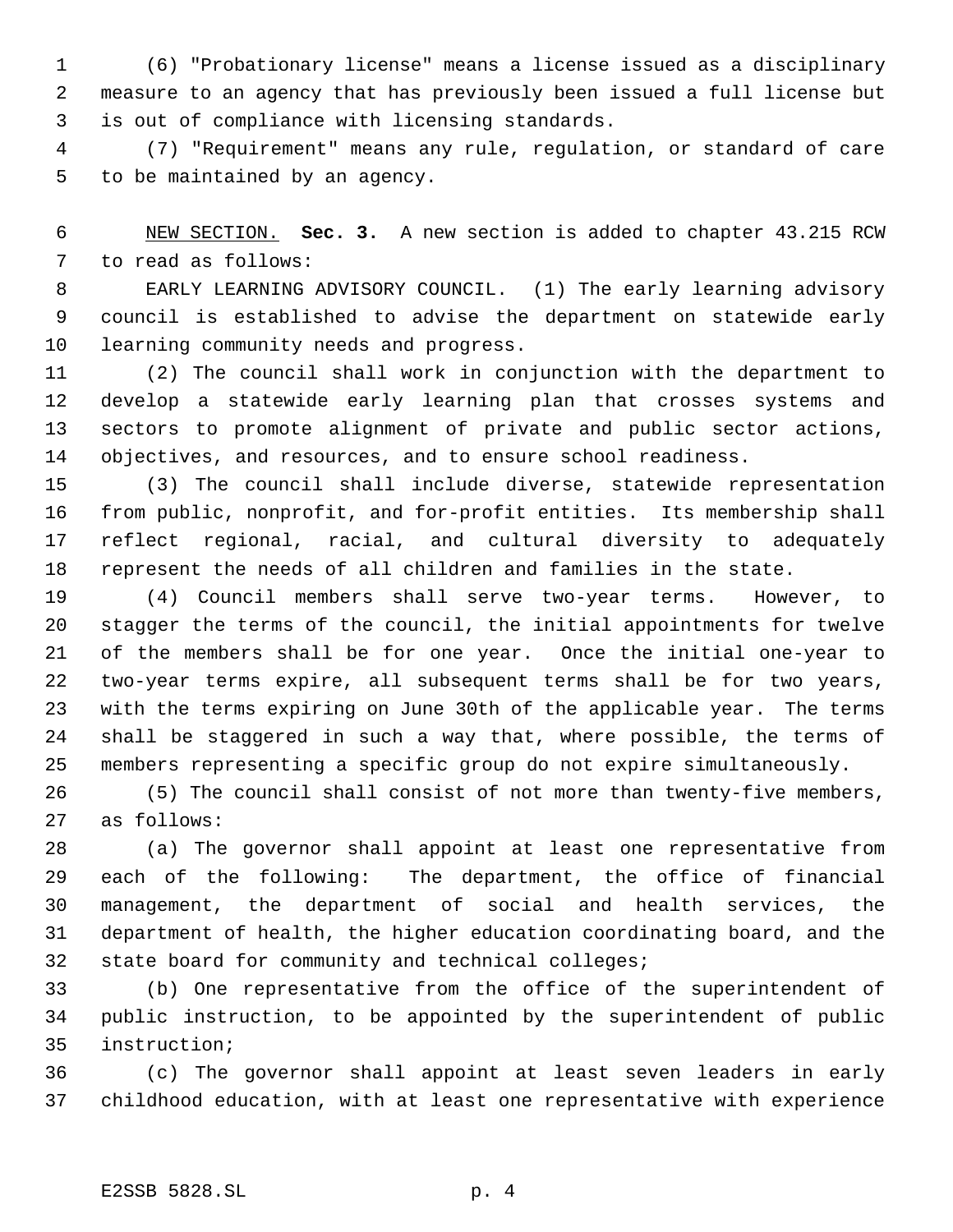(6) "Probationary license" means a license issued as a disciplinary measure to an agency that has previously been issued a full license but is out of compliance with licensing standards.

(7) "Requirement" means any rule, regulation, or standard of care to be maintained by an agency.

NEW SECTION. **Sec. 3.** A new section is added to chapter 43.215 RCW to read as follows:

EARLY LEARNING ADVISORY COUNCIL. (1) The early learning advisory council is established to advise the department on statewide early learning community needs and progress.

(2) The council shall work in conjunction with the department to develop a statewide early learning plan that crosses systems and sectors to promote alignment of private and public sector actions, objectives, and resources, and to ensure school readiness.

(3) The council shall include diverse, statewide representation from public, nonprofit, and for-profit entities. Its membership shall reflect regional, racial, and cultural diversity to adequately represent the needs of all children and families in the state.

(4) Council members shall serve two-year terms. However, to stagger the terms of the council, the initial appointments for twelve of the members shall be for one year. Once the initial one-year to two-year terms expire, all subsequent terms shall be for two years, with the terms expiring on June 30th of the applicable year. The terms shall be staggered in such a way that, where possible, the terms of members representing a specific group do not expire simultaneously.

(5) The council shall consist of not more than twenty-five members, as follows:

(a) The governor shall appoint at least one representative from each of the following: The department, the office of financial management, the department of social and health services, the department of health, the higher education coordinating board, and the state board for community and technical colleges;

(b) One representative from the office of the superintendent of public instruction, to be appointed by the superintendent of public instruction;

(c) The governor shall appoint at least seven leaders in early childhood education, with at least one representative with experience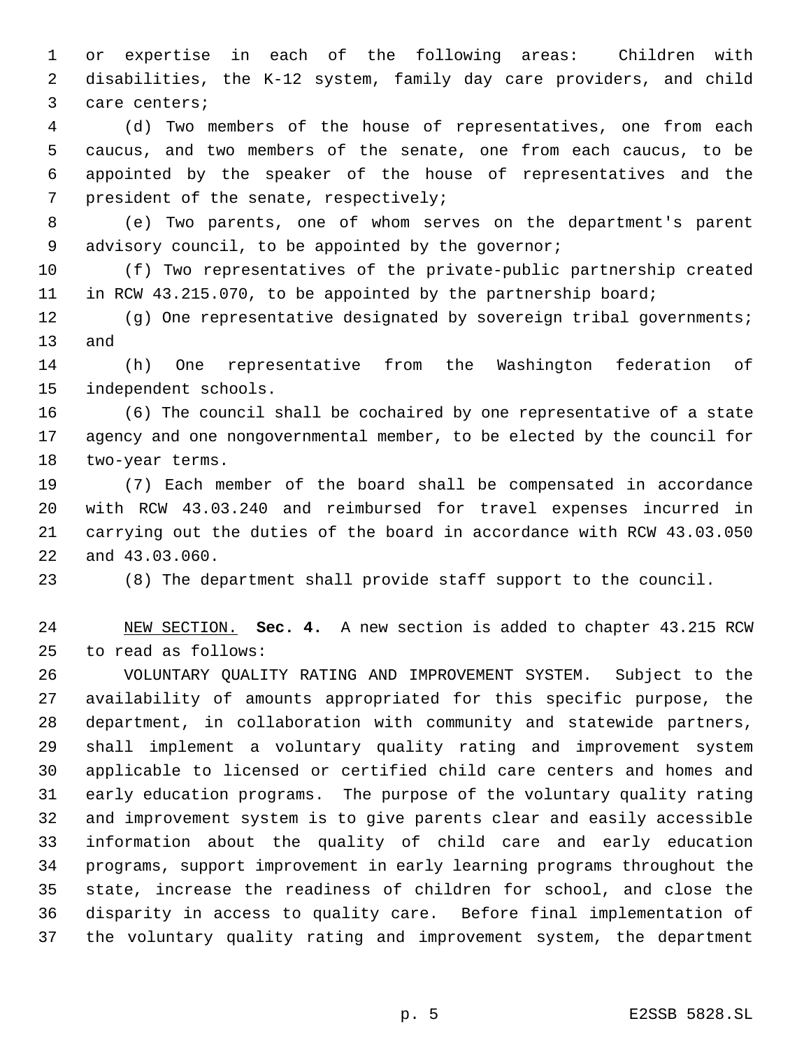or expertise in each of the following areas: Children with disabilities, the K-12 system, family day care providers, and child care centers;

(d) Two members of the house of representatives, one from each caucus, and two members of the senate, one from each caucus, to be appointed by the speaker of the house of representatives and the president of the senate, respectively;

(e) Two parents, one of whom serves on the department's parent advisory council, to be appointed by the governor;

(f) Two representatives of the private-public partnership created in RCW 43.215.070, to be appointed by the partnership board;

(g) One representative designated by sovereign tribal governments; and

(h) One representative from the Washington federation of independent schools.

(6) The council shall be cochaired by one representative of a state agency and one nongovernmental member, to be elected by the council for two-year terms.

(7) Each member of the board shall be compensated in accordance with RCW 43.03.240 and reimbursed for travel expenses incurred in carrying out the duties of the board in accordance with RCW 43.03.050 and 43.03.060.

(8) The department shall provide staff support to the council.

NEW SECTION. **Sec. 4.** A new section is added to chapter 43.215 RCW to read as follows:

VOLUNTARY QUALITY RATING AND IMPROVEMENT SYSTEM. Subject to the availability of amounts appropriated for this specific purpose, the department, in collaboration with community and statewide partners, shall implement a voluntary quality rating and improvement system applicable to licensed or certified child care centers and homes and early education programs. The purpose of the voluntary quality rating and improvement system is to give parents clear and easily accessible information about the quality of child care and early education programs, support improvement in early learning programs throughout the state, increase the readiness of children for school, and close the disparity in access to quality care. Before final implementation of the voluntary quality rating and improvement system, the department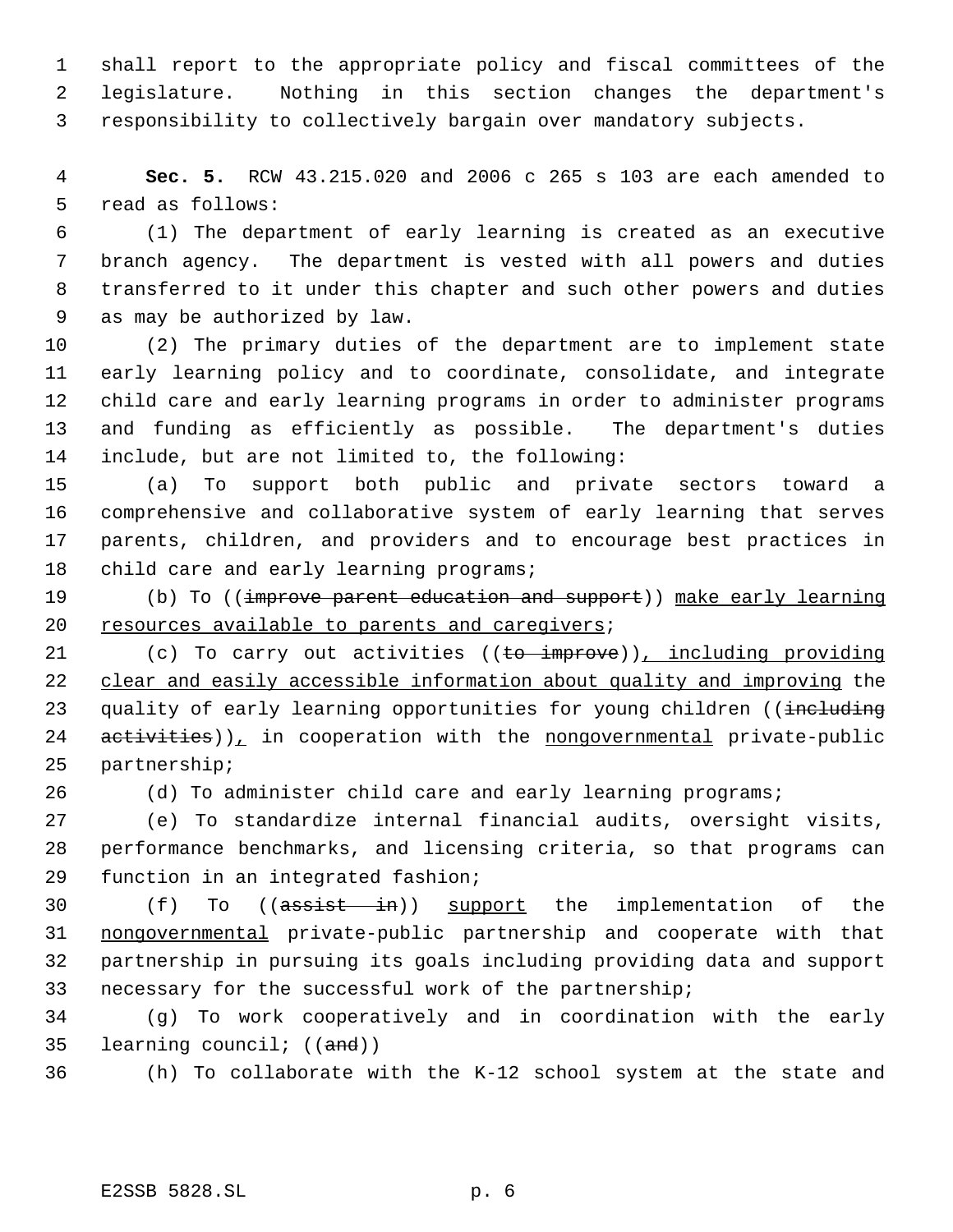shall report to the appropriate policy and fiscal committees of the legislature. Nothing in this section changes the department's responsibility to collectively bargain over mandatory subjects.

**Sec. 5.** RCW 43.215.020 and 2006 c 265 s 103 are each amended to read as follows:

(1) The department of early learning is created as an executive branch agency. The department is vested with all powers and duties transferred to it under this chapter and such other powers and duties as may be authorized by law.

(2) The primary duties of the department are to implement state early learning policy and to coordinate, consolidate, and integrate child care and early learning programs in order to administer programs and funding as efficiently as possible. The department's duties include, but are not limited to, the following:

(a) To support both public and private sectors toward a comprehensive and collaborative system of early learning that serves parents, children, and providers and to encourage best practices in child care and early learning programs;

(b) To ((~~improve parent education and support~~)) <u>make early learning resources available to parents and caregivers</u>;

(c) To carry out activities ((~~to improve~~))<u>, including providing clear and easily accessible information about quality and improving</u> the quality of early learning opportunities for young children ((~~including activities~~))<u>,</u> in cooperation with the <u>nongovernmental</u> private-public partnership;

(d) To administer child care and early learning programs;

(e) To standardize internal financial audits, oversight visits, performance benchmarks, and licensing criteria, so that programs can function in an integrated fashion;

(f) To ((~~assist in~~)) <u>support</u> the implementation of the <u>nongovernmental</u> private-public partnership and cooperate with that partnership in pursuing its goals including providing data and support necessary for the successful work of the partnership;

(g) To work cooperatively and in coordination with the early learning council; ((~~and~~))

(h) To collaborate with the K-12 school system at the state and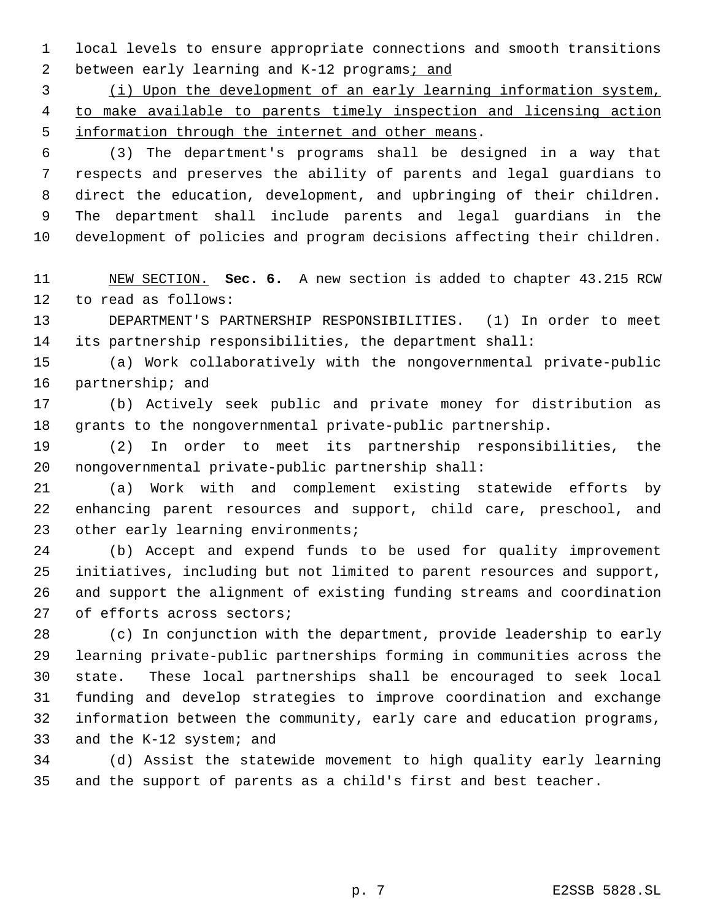local levels to ensure appropriate connections and smooth transitions between early learning and K-12 programs; and

(i) Upon the development of an early learning information system, to make available to parents timely inspection and licensing action information through the internet and other means.

(3) The department's programs shall be designed in a way that respects and preserves the ability of parents and legal guardians to direct the education, development, and upbringing of their children. The department shall include parents and legal guardians in the development of policies and program decisions affecting their children.

NEW SECTION. **Sec. 6.** A new section is added to chapter 43.215 RCW to read as follows:

DEPARTMENT'S PARTNERSHIP RESPONSIBILITIES. (1) In order to meet its partnership responsibilities, the department shall:

(a) Work collaboratively with the nongovernmental private-public partnership; and

(b) Actively seek public and private money for distribution as grants to the nongovernmental private-public partnership.

(2) In order to meet its partnership responsibilities, the nongovernmental private-public partnership shall:

(a) Work with and complement existing statewide efforts by enhancing parent resources and support, child care, preschool, and other early learning environments;

(b) Accept and expend funds to be used for quality improvement initiatives, including but not limited to parent resources and support, and support the alignment of existing funding streams and coordination of efforts across sectors;

(c) In conjunction with the department, provide leadership to early learning private-public partnerships forming in communities across the state. These local partnerships shall be encouraged to seek local funding and develop strategies to improve coordination and exchange information between the community, early care and education programs, and the K-12 system; and

(d) Assist the statewide movement to high quality early learning and the support of parents as a child's first and best teacher.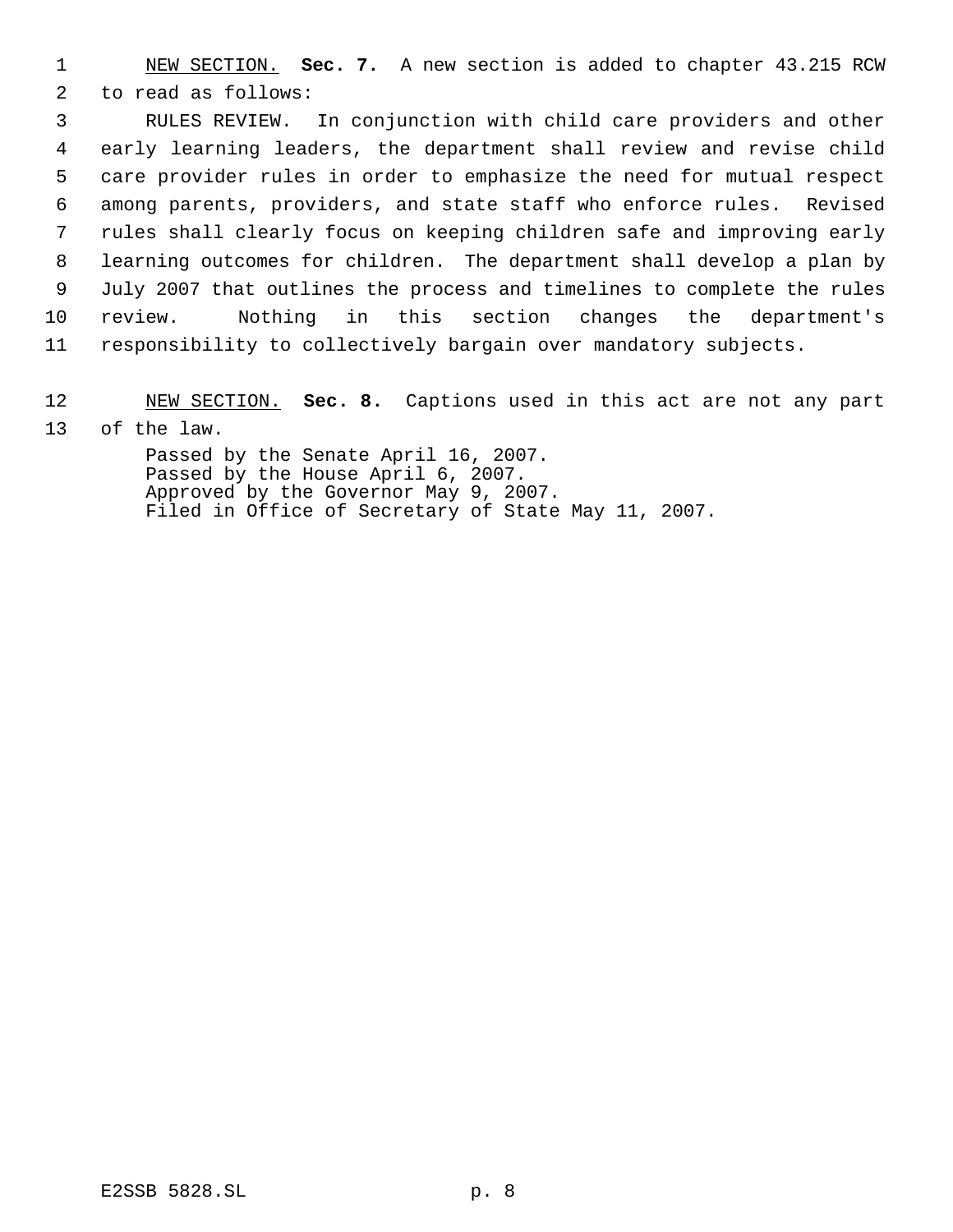NEW SECTION. **Sec. 7.** A new section is added to chapter 43.215 RCW to read as follows:

RULES REVIEW. In conjunction with child care providers and other early learning leaders, the department shall review and revise child care provider rules in order to emphasize the need for mutual respect among parents, providers, and state staff who enforce rules. Revised rules shall clearly focus on keeping children safe and improving early learning outcomes for children. The department shall develop a plan by July 2007 that outlines the process and timelines to complete the rules review. Nothing in this section changes the department's responsibility to collectively bargain over mandatory subjects.

NEW SECTION. **Sec. 8.** Captions used in this act are not any part of the law.

Passed by the Senate April 16, 2007.
Passed by the House April 6, 2007.
Approved by the Governor May 9, 2007.
Filed in Office of Secretary of State May 11, 2007.